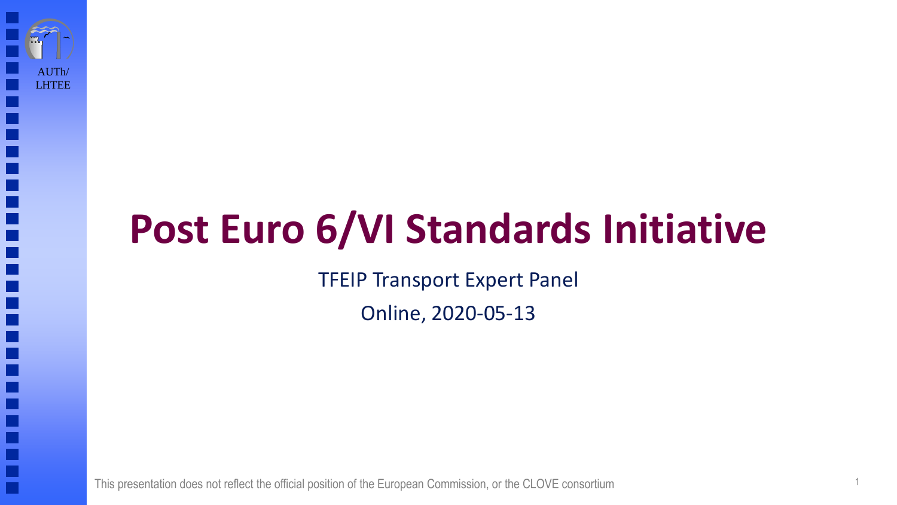AUTh/
LHTEE

# Post Euro 6/VI Standards Initiative

TFEIP Transport Expert Panel

Online, 2020-05-13

This presentation does not reflect the official position of the European Commission, or the CLOVE consortium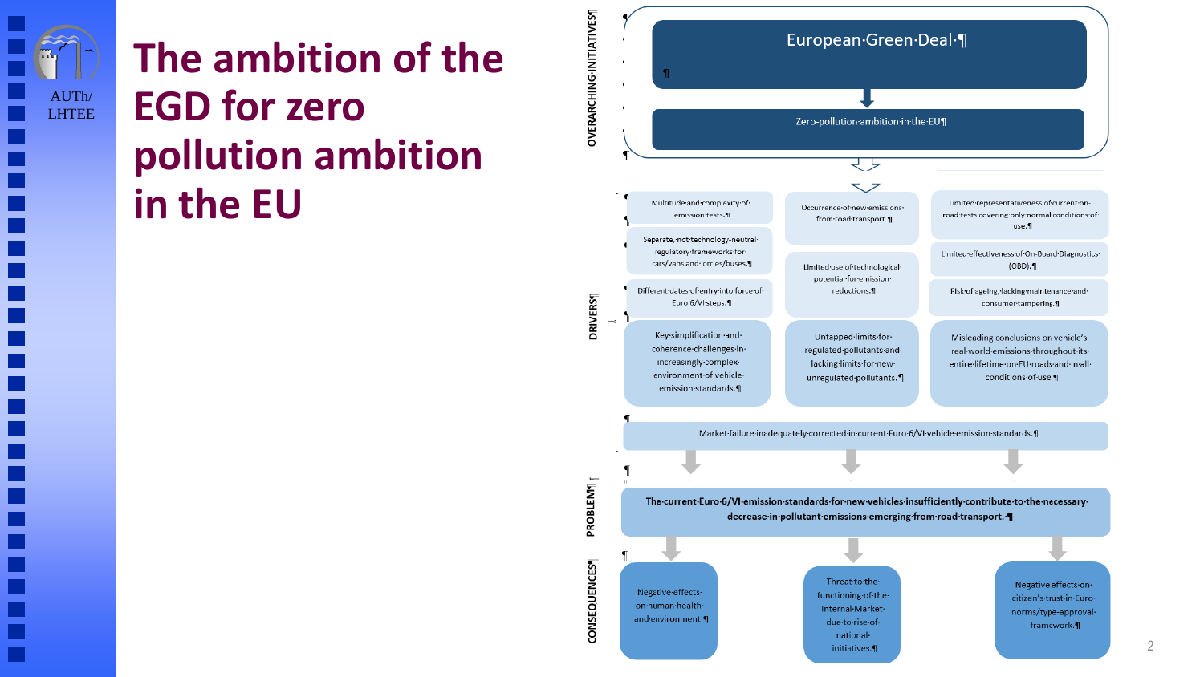# The ambition of the EGD for zero pollution ambition in the EU

**OVERARCHING INITIATIVES**

European Green Deal

↓

Zero pollution ambition in the EU

**DRIVERS**

- Multitude and complexity of emission tests.
- Separate, not technology-neutral regulatory frameworks for cars/vans and lorries/buses.
- Different dates of entry into force of Euro 6/VI steps.
- Key simplification and coherence challenges in increasingly complex environment of vehicle emission standards.

- Occurrence of new emissions from road transport.
- Limited use of technological potential for emission reductions.
- Untapped limits for regulated pollutants and lacking limits for new unregulated pollutants.

- Limited representativeness of current on-road tests covering only normal conditions of use.
- Limited effectiveness of On-Board Diagnostics (OBD).
- Risk of ageing, lacking maintenance and consumer tampering.
- Misleading conclusions on vehicle's real-world emissions throughout its entire lifetime on EU roads and in all conditions of use

Market failure inadequately corrected in current Euro 6/VI vehicle emission standards.

**PROBLEM**

**The current Euro 6/VI emission standards for new vehicles insufficiently contribute to the necessary decrease in pollutant emissions emerging from road transport.**

**CONSEQUENCES**

- Negative effects on human health and environment.
- Threat to the functioning of the Internal Market due to rise of national initiatives.
- Negative effects on citizen's trust in Euro norms/type-approval framework.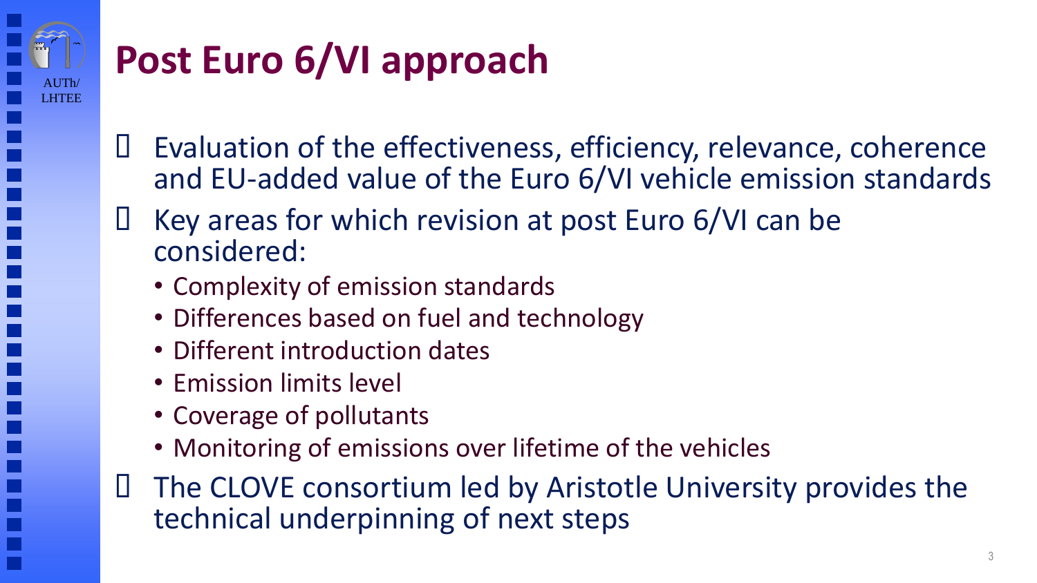# Post Euro 6/VI approach

- Evaluation of the effectiveness, efficiency, relevance, coherence and EU-added value of the Euro 6/VI vehicle emission standards
- Key areas for which revision at post Euro 6/VI can be considered:
  - Complexity of emission standards
  - Differences based on fuel and technology
  - Different introduction dates
  - Emission limits level
  - Coverage of pollutants
  - Monitoring of emissions over lifetime of the vehicles
- The CLOVE consortium led by Aristotle University provides the technical underpinning of next steps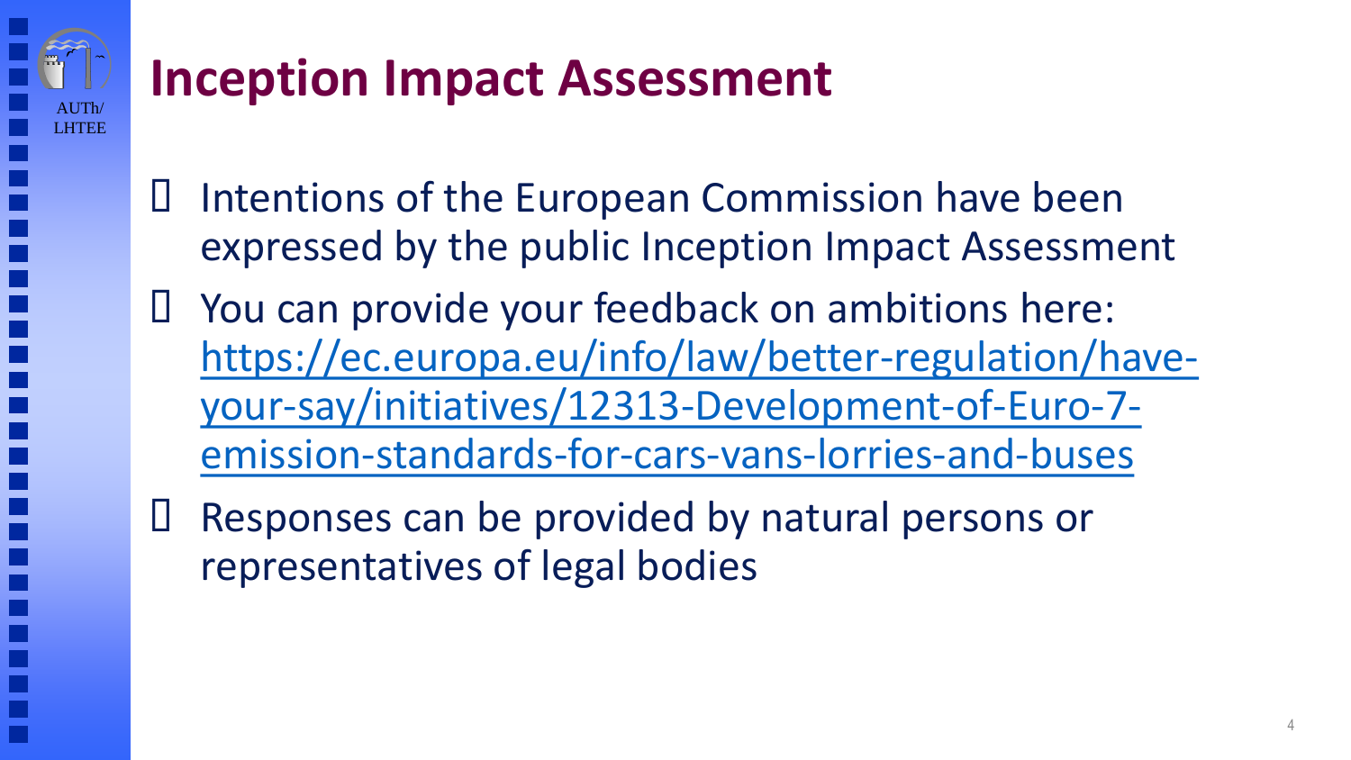# Inception Impact Assessment

- Intentions of the European Commission have been expressed by the public Inception Impact Assessment
- You can provide your feedback on ambitions here: [https://ec.europa.eu/info/law/better-regulation/have-your-say/initiatives/12313-Development-of-Euro-7-emission-standards-for-cars-vans-lorries-and-buses](https://ec.europa.eu/info/law/better-regulation/have-your-say/initiatives/12313-Development-of-Euro-7-emission-standards-for-cars-vans-lorries-and-buses)
- Responses can be provided by natural persons or representatives of legal bodies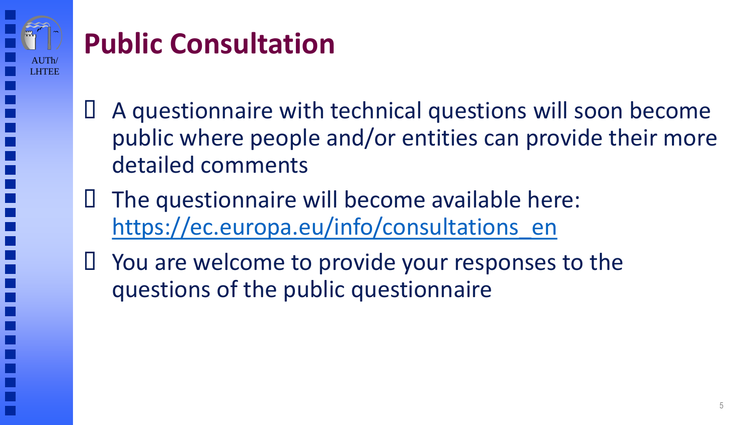# Public Consultation

- A questionnaire with technical questions will soon become public where people and/or entities can provide their more detailed comments
- The questionnaire will become available here: https://ec.europa.eu/info/consultations_en
- You are welcome to provide your responses to the questions of the public questionnaire